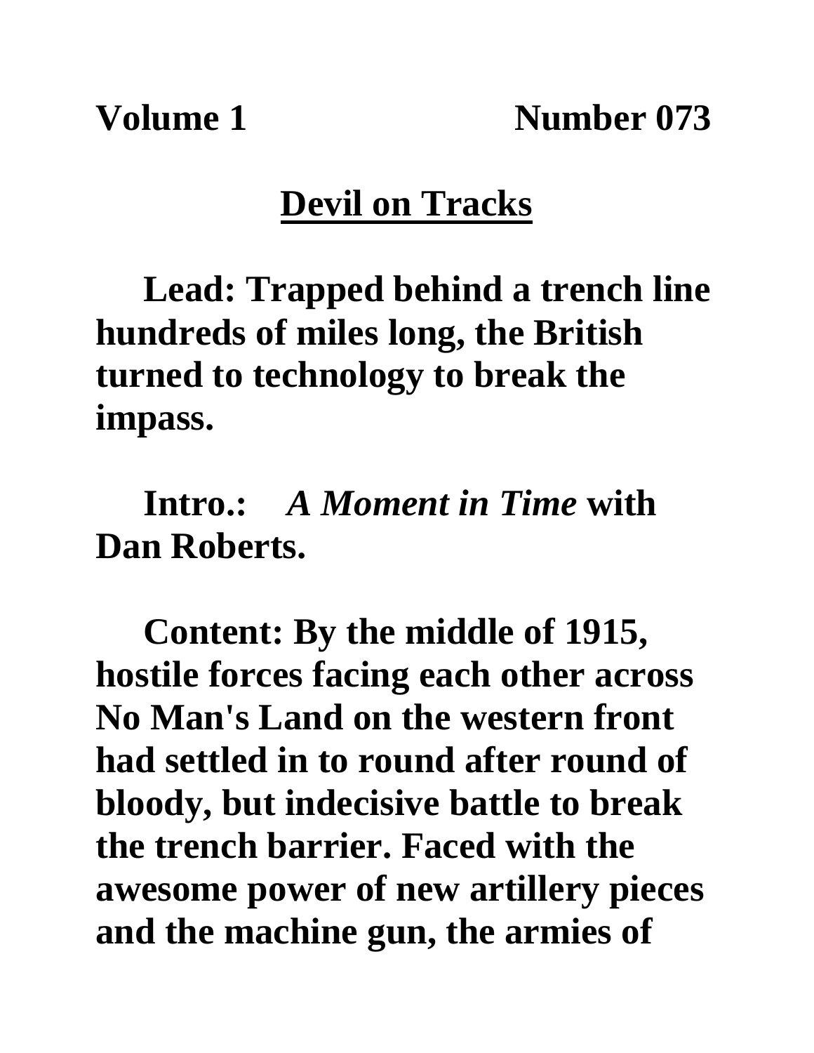**Volume 1 Number 073**

## Devil on Tracks

**Lead: Trapped behind a trench line hundreds of miles long, the British turned to technology to break the impass.**

**Intro.: *A Moment in Time* with Dan Roberts.**

**Content: By the middle of 1915, hostile forces facing each other across No Man's Land on the western front had settled in to round after round of bloody, but indecisive battle to break the trench barrier. Faced with the awesome power of new artillery pieces and the machine gun, the armies of**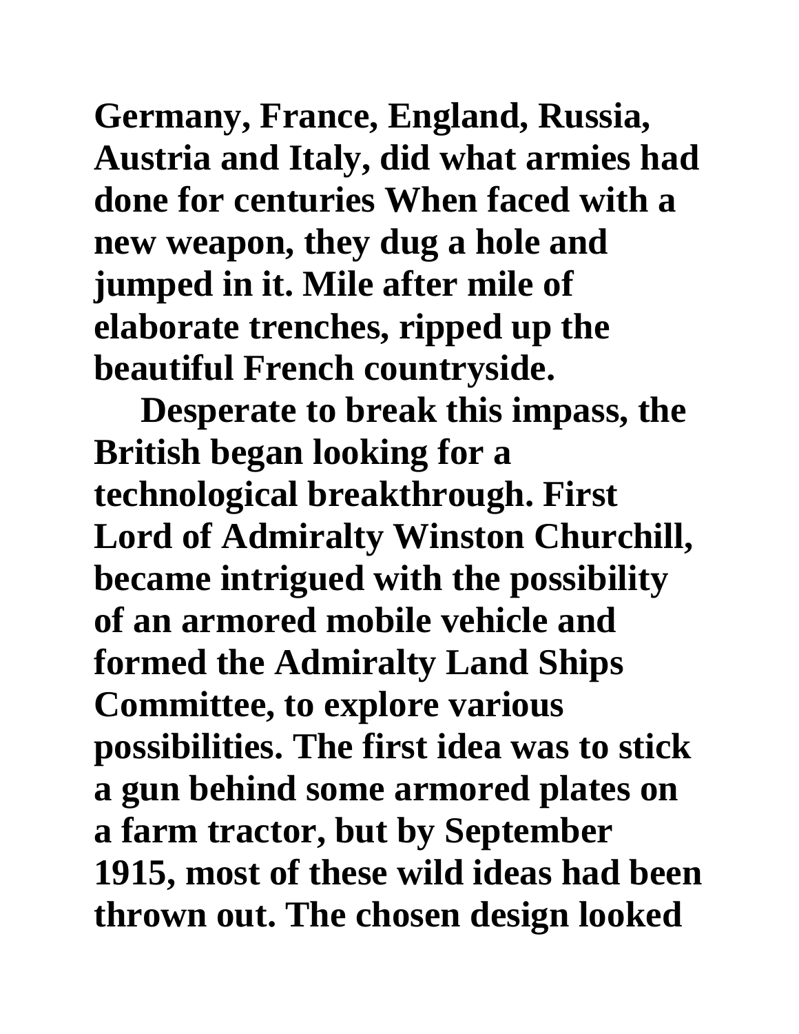**Germany, France, England, Russia, Austria and Italy, did what armies had done for centuries When faced with a new weapon, they dug a hole and jumped in it. Mile after mile of elaborate trenches, ripped up the beautiful French countryside.**

**Desperate to break this impass, the British began looking for a technological breakthrough. First Lord of Admiralty Winston Churchill, became intrigued with the possibility of an armored mobile vehicle and formed the Admiralty Land Ships Committee, to explore various possibilities. The first idea was to stick a gun behind some armored plates on a farm tractor, but by September 1915, most of these wild ideas had been thrown out. The chosen design looked**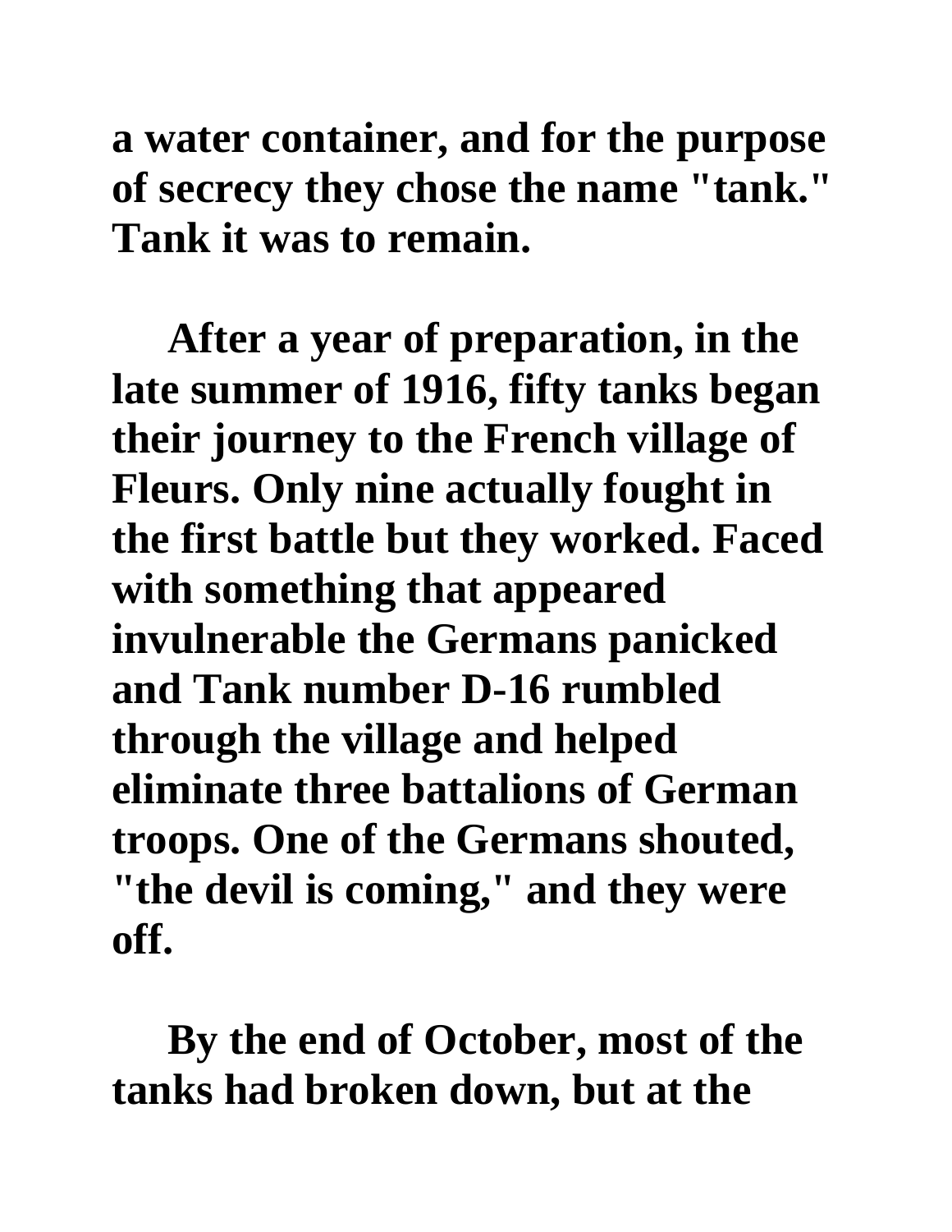**a water container, and for the purpose of secrecy they chose the name "tank." Tank it was to remain.**

**After a year of preparation, in the late summer of 1916, fifty tanks began their journey to the French village of Fleurs. Only nine actually fought in the first battle but they worked. Faced with something that appeared invulnerable the Germans panicked and Tank number D-16 rumbled through the village and helped eliminate three battalions of German troops. One of the Germans shouted, "the devil is coming," and they were off.**

**By the end of October, most of the tanks had broken down, but at the**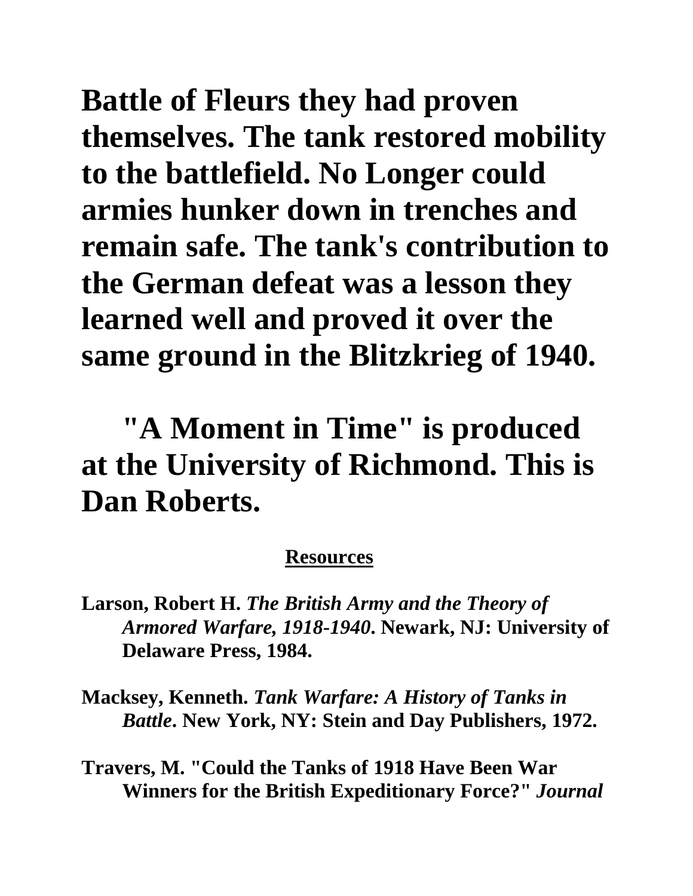**Battle of Fleurs they had proven themselves. The tank restored mobility to the battlefield. No Longer could armies hunker down in trenches and remain safe. The tank's contribution to the German defeat was a lesson they learned well and proved it over the same ground in the Blitzkrieg of 1940.**

**"A Moment in Time" is produced at the University of Richmond. This is Dan Roberts.**

## Resources

**Larson, Robert H. *The British Army and the Theory of Armored Warfare, 1918-1940*. Newark, NJ: University of Delaware Press, 1984.**

**Macksey, Kenneth. *Tank Warfare: A History of Tanks in Battle*. New York, NY: Stein and Day Publishers, 1972.**

**Travers, M. "Could the Tanks of 1918 Have Been War Winners for the British Expeditionary Force?" *Journal***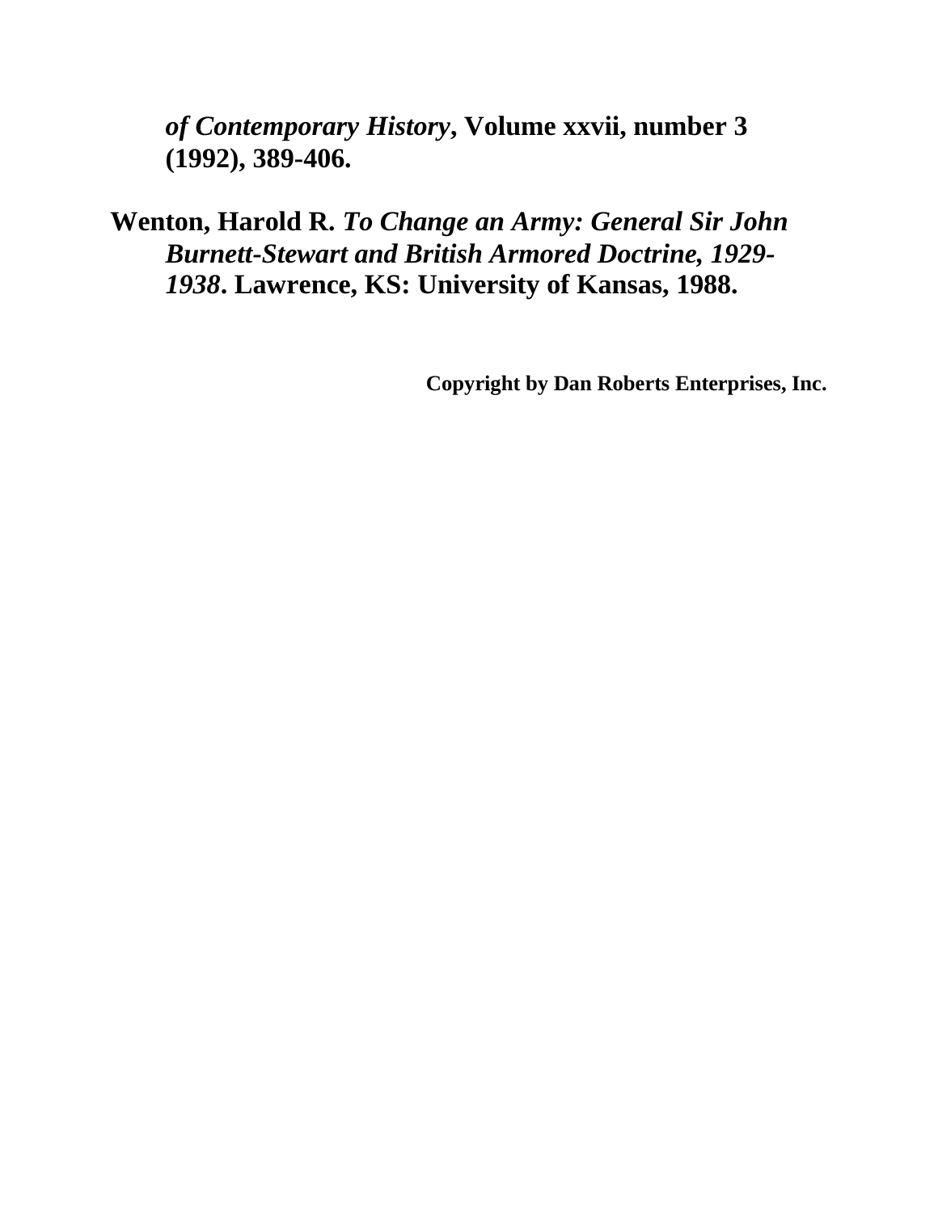***of Contemporary History*, Volume xxvii, number 3 (1992), 389-406.**

**Wenton, Harold R. *To Change an Army: General Sir John Burnett-Stewart and British Armored Doctrine, 1929-1938*. Lawrence, KS: University of Kansas, 1988.**

**Copyright by Dan Roberts Enterprises, Inc.**